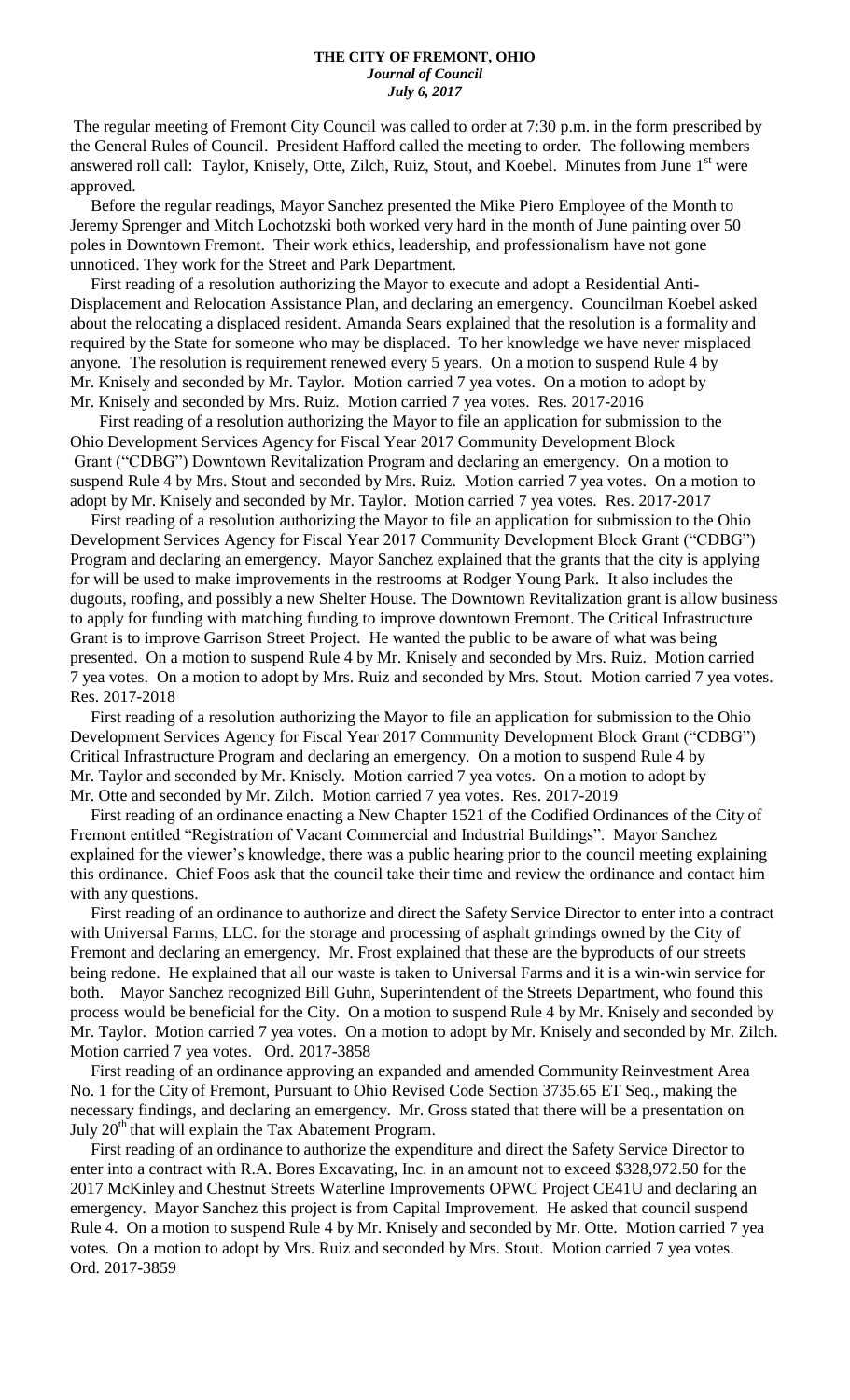**THE CITY OF FREMONT, OHIO**
***Journal of Council***
***July 6, 2017***

The regular meeting of Fremont City Council was called to order at 7:30 p.m. in the form prescribed by the General Rules of Council. President Hafford called the meeting to order. The following members answered roll call: Taylor, Knisely, Otte, Zilch, Ruiz, Stout, and Koebel. Minutes from June 1st were approved.

Before the regular readings, Mayor Sanchez presented the Mike Piero Employee of the Month to Jeremy Sprenger and Mitch Lochotzski both worked very hard in the month of June painting over 50 poles in Downtown Fremont. Their work ethics, leadership, and professionalism have not gone unnoticed. They work for the Street and Park Department.

First reading of a resolution authorizing the Mayor to execute and adopt a Residential Anti-Displacement and Relocation Assistance Plan, and declaring an emergency. Councilman Koebel asked about the relocating a displaced resident. Amanda Sears explained that the resolution is a formality and required by the State for someone who may be displaced. To her knowledge we have never misplaced anyone. The resolution is requirement renewed every 5 years. On a motion to suspend Rule 4 by Mr. Knisely and seconded by Mr. Taylor. Motion carried 7 yea votes. On a motion to adopt by Mr. Knisely and seconded by Mrs. Ruiz. Motion carried 7 yea votes. Res. 2017-2016

First reading of a resolution authorizing the Mayor to file an application for submission to the Ohio Development Services Agency for Fiscal Year 2017 Community Development Block Grant ("CDBG") Downtown Revitalization Program and declaring an emergency. On a motion to suspend Rule 4 by Mrs. Stout and seconded by Mrs. Ruiz. Motion carried 7 yea votes. On a motion to adopt by Mr. Knisely and seconded by Mr. Taylor. Motion carried 7 yea votes. Res. 2017-2017

First reading of a resolution authorizing the Mayor to file an application for submission to the Ohio Development Services Agency for Fiscal Year 2017 Community Development Block Grant ("CDBG") Program and declaring an emergency. Mayor Sanchez explained that the grants that the city is applying for will be used to make improvements in the restrooms at Rodger Young Park. It also includes the dugouts, roofing, and possibly a new Shelter House. The Downtown Revitalization grant is allow business to apply for funding with matching funding to improve downtown Fremont. The Critical Infrastructure Grant is to improve Garrison Street Project. He wanted the public to be aware of what was being presented. On a motion to suspend Rule 4 by Mr. Knisely and seconded by Mrs. Ruiz. Motion carried 7 yea votes. On a motion to adopt by Mrs. Ruiz and seconded by Mrs. Stout. Motion carried 7 yea votes. Res. 2017-2018

First reading of a resolution authorizing the Mayor to file an application for submission to the Ohio Development Services Agency for Fiscal Year 2017 Community Development Block Grant ("CDBG") Critical Infrastructure Program and declaring an emergency. On a motion to suspend Rule 4 by Mr. Taylor and seconded by Mr. Knisely. Motion carried 7 yea votes. On a motion to adopt by Mr. Otte and seconded by Mr. Zilch. Motion carried 7 yea votes. Res. 2017-2019

First reading of an ordinance enacting a New Chapter 1521 of the Codified Ordinances of the City of Fremont entitled "Registration of Vacant Commercial and Industrial Buildings". Mayor Sanchez explained for the viewer's knowledge, there was a public hearing prior to the council meeting explaining this ordinance. Chief Foos ask that the council take their time and review the ordinance and contact him with any questions.

First reading of an ordinance to authorize and direct the Safety Service Director to enter into a contract with Universal Farms, LLC. for the storage and processing of asphalt grindings owned by the City of Fremont and declaring an emergency. Mr. Frost explained that these are the byproducts of our streets being redone. He explained that all our waste is taken to Universal Farms and it is a win-win service for both. Mayor Sanchez recognized Bill Guhn, Superintendent of the Streets Department, who found this process would be beneficial for the City. On a motion to suspend Rule 4 by Mr. Knisely and seconded by Mr. Taylor. Motion carried 7 yea votes. On a motion to adopt by Mr. Knisely and seconded by Mr. Zilch. Motion carried 7 yea votes. Ord. 2017-3858

First reading of an ordinance approving an expanded and amended Community Reinvestment Area No. 1 for the City of Fremont, Pursuant to Ohio Revised Code Section 3735.65 ET Seq., making the necessary findings, and declaring an emergency. Mr. Gross stated that there will be a presentation on July 20th that will explain the Tax Abatement Program.

First reading of an ordinance to authorize the expenditure and direct the Safety Service Director to enter into a contract with R.A. Bores Excavating, Inc. in an amount not to exceed $328,972.50 for the 2017 McKinley and Chestnut Streets Waterline Improvements OPWC Project CE41U and declaring an emergency. Mayor Sanchez this project is from Capital Improvement. He asked that council suspend Rule 4. On a motion to suspend Rule 4 by Mr. Knisely and seconded by Mr. Otte. Motion carried 7 yea votes. On a motion to adopt by Mrs. Ruiz and seconded by Mrs. Stout. Motion carried 7 yea votes. Ord. 2017-3859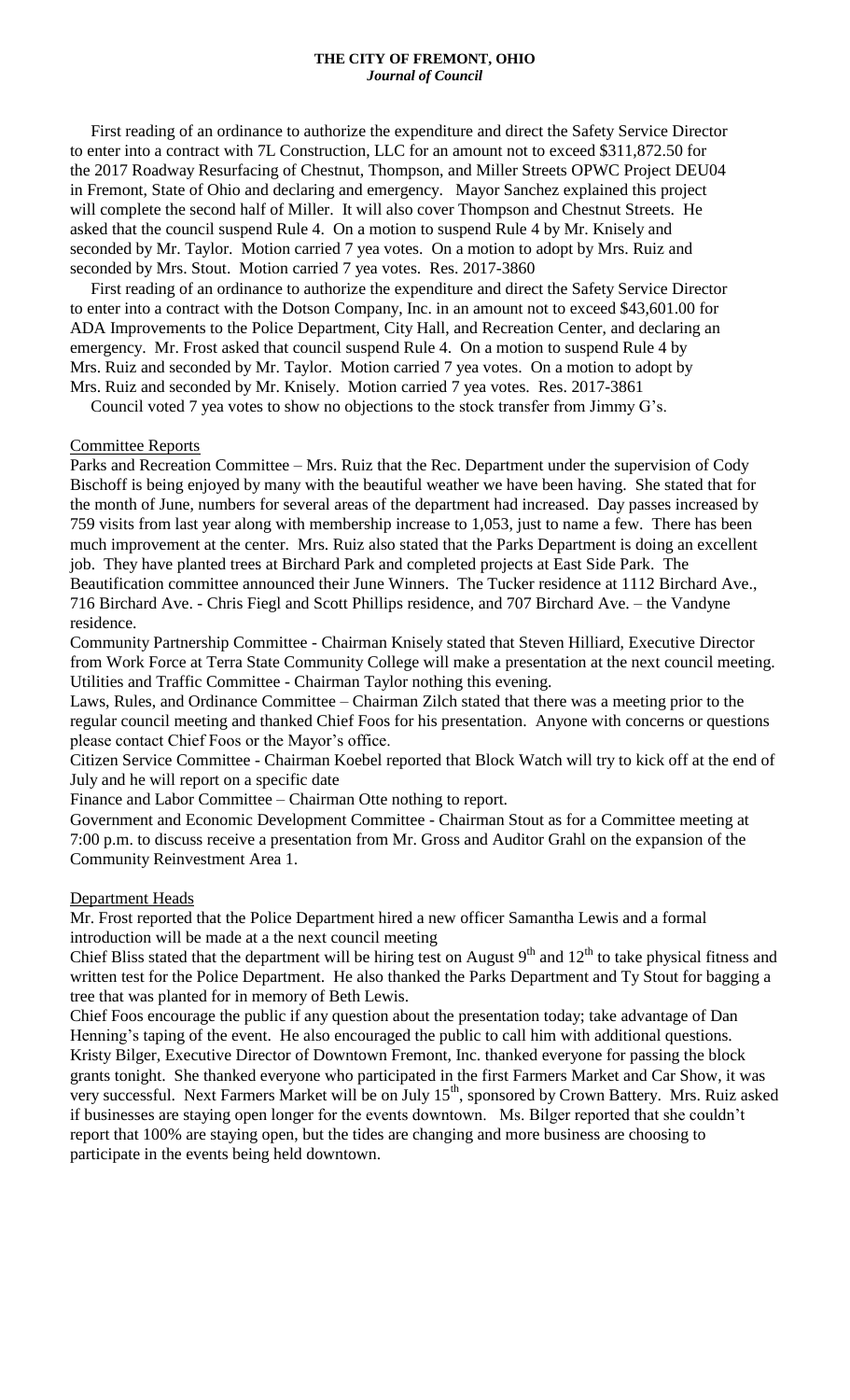**THE CITY OF FREMONT, OHIO**
***Journal of Council***

First reading of an ordinance to authorize the expenditure and direct the Safety Service Director to enter into a contract with 7L Construction, LLC for an amount not to exceed $311,872.50 for the 2017 Roadway Resurfacing of Chestnut, Thompson, and Miller Streets OPWC Project DEU04 in Fremont, State of Ohio and declaring and emergency. Mayor Sanchez explained this project will complete the second half of Miller. It will also cover Thompson and Chestnut Streets. He asked that the council suspend Rule 4. On a motion to suspend Rule 4 by Mr. Knisely and seconded by Mr. Taylor. Motion carried 7 yea votes. On a motion to adopt by Mrs. Ruiz and seconded by Mrs. Stout. Motion carried 7 yea votes. Res. 2017-3860

First reading of an ordinance to authorize the expenditure and direct the Safety Service Director to enter into a contract with the Dotson Company, Inc. in an amount not to exceed $43,601.00 for ADA Improvements to the Police Department, City Hall, and Recreation Center, and declaring an emergency. Mr. Frost asked that council suspend Rule 4. On a motion to suspend Rule 4 by Mrs. Ruiz and seconded by Mr. Taylor. Motion carried 7 yea votes. On a motion to adopt by Mrs. Ruiz and seconded by Mr. Knisely. Motion carried 7 yea votes. Res. 2017-3861

Council voted 7 yea votes to show no objections to the stock transfer from Jimmy G's.

## Committee Reports

Parks and Recreation Committee – Mrs. Ruiz that the Rec. Department under the supervision of Cody Bischoff is being enjoyed by many with the beautiful weather we have been having. She stated that for the month of June, numbers for several areas of the department had increased. Day passes increased by 759 visits from last year along with membership increase to 1,053, just to name a few. There has been much improvement at the center. Mrs. Ruiz also stated that the Parks Department is doing an excellent job. They have planted trees at Birchard Park and completed projects at East Side Park. The Beautification committee announced their June Winners. The Tucker residence at 1112 Birchard Ave., 716 Birchard Ave. - Chris Fiegl and Scott Phillips residence, and 707 Birchard Ave. – the Vandyne residence.

Community Partnership Committee - Chairman Knisely stated that Steven Hilliard, Executive Director from Work Force at Terra State Community College will make a presentation at the next council meeting.

Utilities and Traffic Committee - Chairman Taylor nothing this evening.

Laws, Rules, and Ordinance Committee – Chairman Zilch stated that there was a meeting prior to the regular council meeting and thanked Chief Foos for his presentation. Anyone with concerns or questions please contact Chief Foos or the Mayor's office.

Citizen Service Committee - Chairman Koebel reported that Block Watch will try to kick off at the end of July and he will report on a specific date

Finance and Labor Committee – Chairman Otte nothing to report.

Government and Economic Development Committee - Chairman Stout as for a Committee meeting at 7:00 p.m. to discuss receive a presentation from Mr. Gross and Auditor Grahl on the expansion of the Community Reinvestment Area 1.

## Department Heads

Mr. Frost reported that the Police Department hired a new officer Samantha Lewis and a formal introduction will be made at a the next council meeting

Chief Bliss stated that the department will be hiring test on August 9th and 12th to take physical fitness and written test for the Police Department. He also thanked the Parks Department and Ty Stout for bagging a tree that was planted for in memory of Beth Lewis.

Chief Foos encourage the public if any question about the presentation today; take advantage of Dan Henning's taping of the event. He also encouraged the public to call him with additional questions.

Kristy Bilger, Executive Director of Downtown Fremont, Inc. thanked everyone for passing the block grants tonight. She thanked everyone who participated in the first Farmers Market and Car Show, it was very successful. Next Farmers Market will be on July 15th, sponsored by Crown Battery. Mrs. Ruiz asked if businesses are staying open longer for the events downtown. Ms. Bilger reported that she couldn't report that 100% are staying open, but the tides are changing and more business are choosing to participate in the events being held downtown.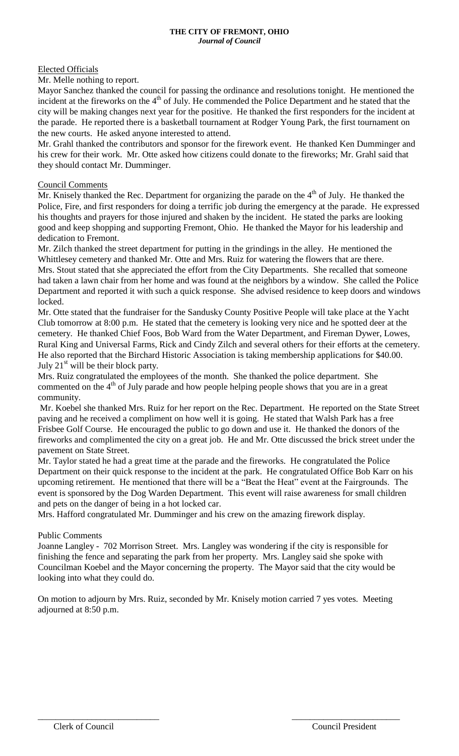Elected Officials

Mr. Melle nothing to report.

Mayor Sanchez thanked the council for passing the ordinance and resolutions tonight. He mentioned the incident at the fireworks on the 4th of July. He commended the Police Department and he stated that the city will be making changes next year for the positive. He thanked the first responders for the incident at the parade. He reported there is a basketball tournament at Rodger Young Park, the first tournament on the new courts. He asked anyone interested to attend.

Mr. Grahl thanked the contributors and sponsor for the firework event. He thanked Ken Dumminger and his crew for their work. Mr. Otte asked how citizens could donate to the fireworks; Mr. Grahl said that they should contact Mr. Dumminger.

Council Comments

Mr. Knisely thanked the Rec. Department for organizing the parade on the 4th of July. He thanked the Police, Fire, and first responders for doing a terrific job during the emergency at the parade. He expressed his thoughts and prayers for those injured and shaken by the incident. He stated the parks are looking good and keep shopping and supporting Fremont, Ohio. He thanked the Mayor for his leadership and dedication to Fremont.

Mr. Zilch thanked the street department for putting in the grindings in the alley. He mentioned the Whittlesey cemetery and thanked Mr. Otte and Mrs. Ruiz for watering the flowers that are there.

Mrs. Stout stated that she appreciated the effort from the City Departments. She recalled that someone had taken a lawn chair from her home and was found at the neighbors by a window. She called the Police Department and reported it with such a quick response. She advised residence to keep doors and windows locked.

Mr. Otte stated that the fundraiser for the Sandusky County Positive People will take place at the Yacht Club tomorrow at 8:00 p.m. He stated that the cemetery is looking very nice and he spotted deer at the cemetery. He thanked Chief Foos, Bob Ward from the Water Department, and Fireman Dywer, Lowes, Rural King and Universal Farms, Rick and Cindy Zilch and several others for their efforts at the cemetery. He also reported that the Birchard Historic Association is taking membership applications for $40.00. July 21st will be their block party.

Mrs. Ruiz congratulated the employees of the month. She thanked the police department. She commented on the 4th of July parade and how people helping people shows that you are in a great community.

Mr. Koebel she thanked Mrs. Ruiz for her report on the Rec. Department. He reported on the State Street paving and he received a compliment on how well it is going. He stated that Walsh Park has a free Frisbee Golf Course. He encouraged the public to go down and use it. He thanked the donors of the fireworks and complimented the city on a great job. He and Mr. Otte discussed the brick street under the pavement on State Street.

Mr. Taylor stated he had a great time at the parade and the fireworks. He congratulated the Police Department on their quick response to the incident at the park. He congratulated Office Bob Karr on his upcoming retirement. He mentioned that there will be a "Beat the Heat" event at the Fairgrounds. The event is sponsored by the Dog Warden Department. This event will raise awareness for small children and pets on the danger of being in a hot locked car.

Mrs. Hafford congratulated Mr. Dumminger and his crew on the amazing firework display.

Public Comments

Joanne Langley - 702 Morrison Street. Mrs. Langley was wondering if the city is responsible for finishing the fence and separating the park from her property. Mrs. Langley said she spoke with Councilman Koebel and the Mayor concerning the property. The Mayor said that the city would be looking into what they could do.

On motion to adjourn by Mrs. Ruiz, seconded by Mr. Knisely motion carried 7 yes votes. Meeting adjourned at 8:50 p.m.

\_\_\_\_\_\_\_\_\_\_\_\_\_\_\_\_\_\_\_\_\_\_\_\_\_\_\_\_ Clerk of Council

\_\_\_\_\_\_\_\_\_\_\_\_\_\_\_\_\_\_\_\_\_\_\_\_\_\_\_\_ Council President